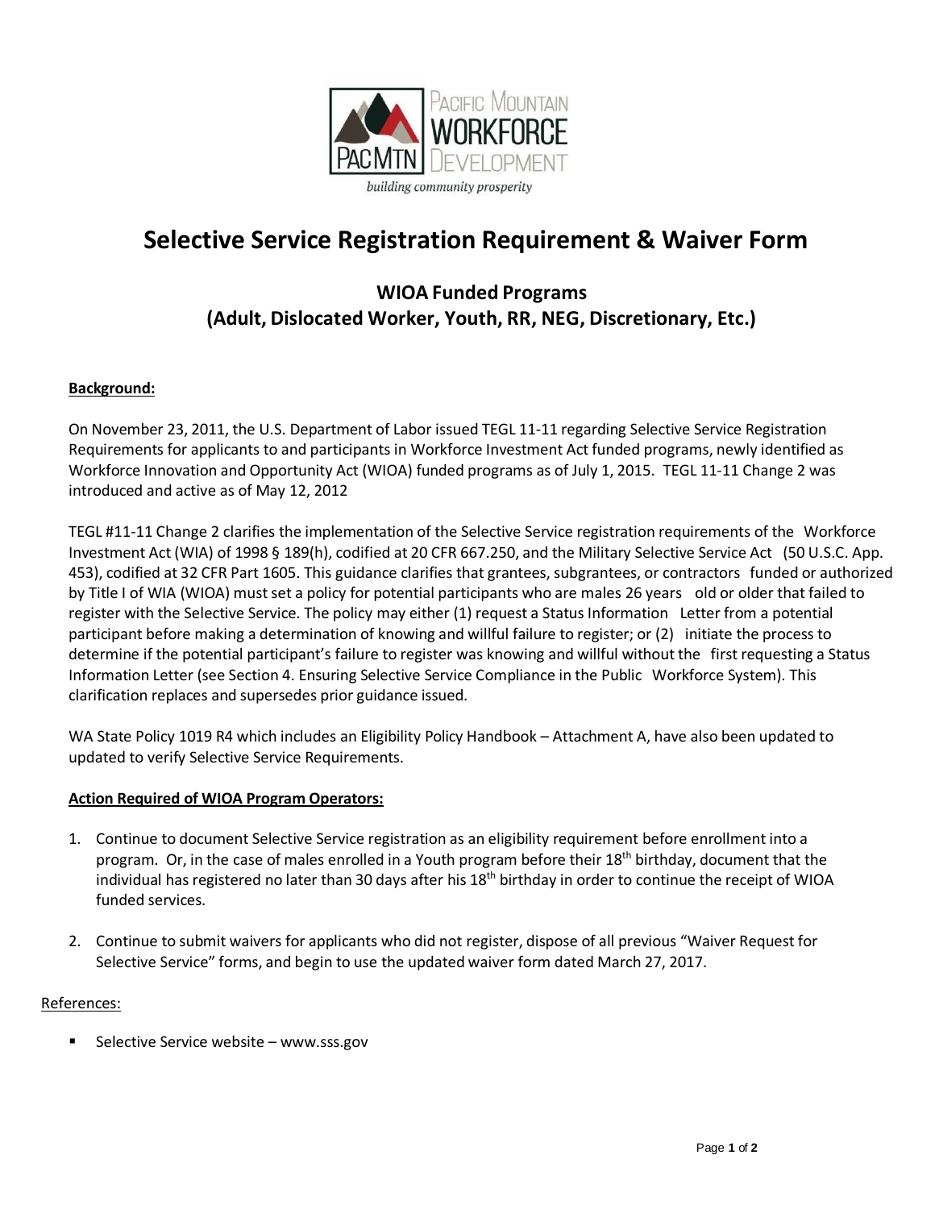Pacific Mountain Workforce Development

PacMtn

*building community prosperity*

# Selective Service Registration Requirement & Waiver Form

## WIOA Funded Programs
## (Adult, Dislocated Worker, Youth, RR, NEG, Discretionary, Etc.)

**Background:**

On November 23, 2011, the U.S. Department of Labor issued TEGL 11-11 regarding Selective Service Registration Requirements for applicants to and participants in Workforce Investment Act funded programs, newly identified as Workforce Innovation and Opportunity Act (WIOA) funded programs as of July 1, 2015. TEGL 11-11 Change 2 was introduced and active as of May 12, 2012

TEGL #11-11 Change 2 clarifies the implementation of the Selective Service registration requirements of the Workforce Investment Act (WIA) of 1998 § 189(h), codified at 20 CFR 667.250, and the Military Selective Service Act (50 U.S.C. App. 453), codified at 32 CFR Part 1605. This guidance clarifies that grantees, subgrantees, or contractors funded or authorized by Title I of WIA (WIOA) must set a policy for potential participants who are males 26 years old or older that failed to register with the Selective Service. The policy may either (1) request a Status Information Letter from a potential participant before making a determination of knowing and willful failure to register; or (2) initiate the process to determine if the potential participant's failure to register was knowing and willful without the first requesting a Status Information Letter (see Section 4. Ensuring Selective Service Compliance in the Public Workforce System). This clarification replaces and supersedes prior guidance issued.

WA State Policy 1019 R4 which includes an Eligibility Policy Handbook – Attachment A, have also been updated to updated to verify Selective Service Requirements.

**Action Required of WIOA Program Operators:**

1. Continue to document Selective Service registration as an eligibility requirement before enrollment into a program. Or, in the case of males enrolled in a Youth program before their 18th birthday, document that the individual has registered no later than 30 days after his 18th birthday in order to continue the receipt of WIOA funded services.

2. Continue to submit waivers for applicants who did not register, dispose of all previous "Waiver Request for Selective Service" forms, and begin to use the updated waiver form dated March 27, 2017.

References:

- Selective Service website – www.sss.gov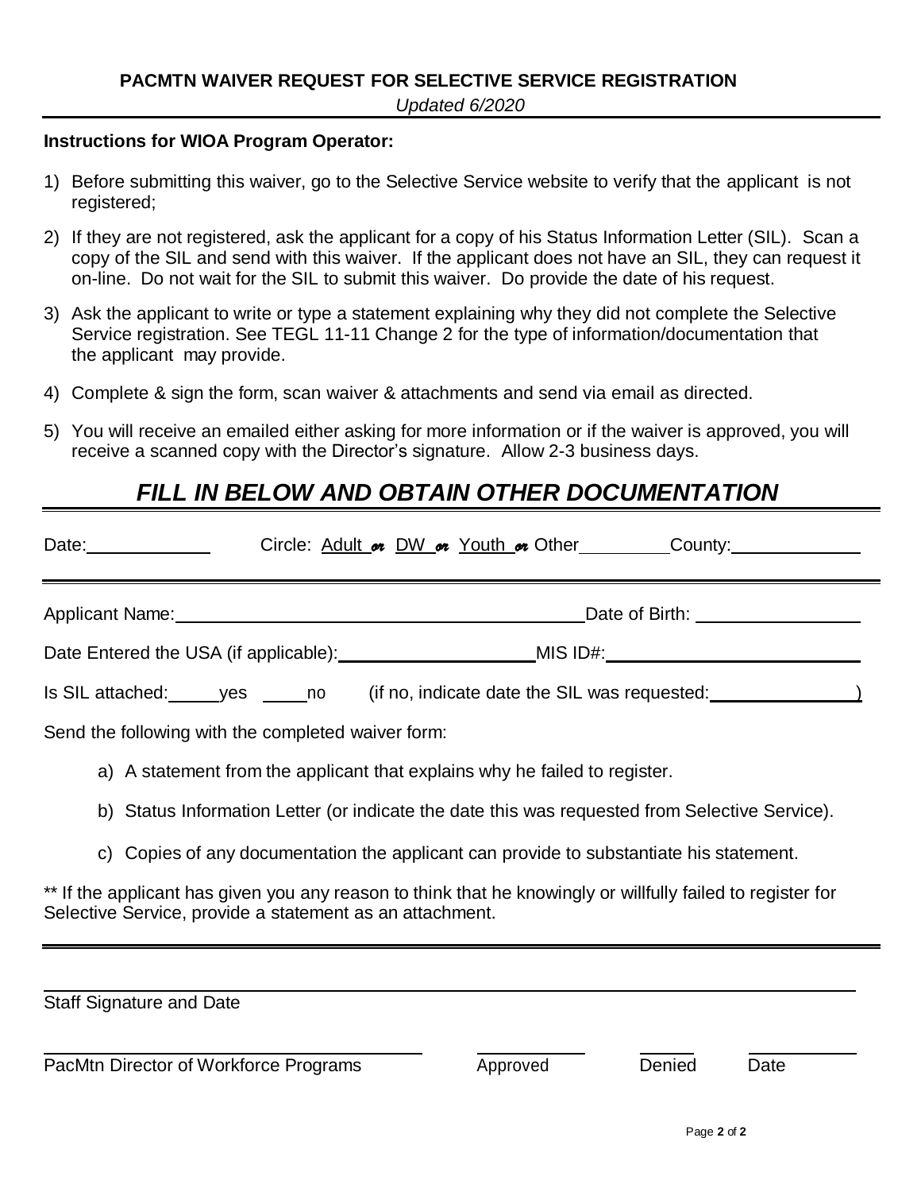# PACMTN WAIVER REQUEST FOR SELECTIVE SERVICE REGISTRATION

*Updated 6/2020*

**Instructions for WIOA Program Operator:**

1) Before submitting this waiver, go to the Selective Service website to verify that the applicant is not registered;
2) If they are not registered, ask the applicant for a copy of his Status Information Letter (SIL). Scan a copy of the SIL and send with this waiver. If the applicant does not have an SIL, they can request it on-line. Do not wait for the SIL to submit this waiver. Do provide the date of his request.
3) Ask the applicant to write or type a statement explaining why they did not complete the Selective Service registration. See TEGL 11-11 Change 2 for the type of information/documentation that the applicant may provide.
4) Complete & sign the form, scan waiver & attachments and send via email as directed.
5) You will receive an emailed either asking for more information or if the waiver is approved, you will receive a scanned copy with the Director's signature. Allow 2-3 business days.

## *FILL IN BELOW AND OBTAIN OTHER DOCUMENTATION*

Date:\_\_\_\_\_\_\_\_\_\_ Circle: Adult or DW or Youth or Other\_\_\_\_\_\_\_\_ County:\_\_\_\_\_\_\_\_\_\_

---

Applicant Name:\_\_\_\_\_\_\_\_\_\_\_\_\_\_\_\_\_\_\_\_\_\_\_\_\_\_\_\_\_\_ Date of Birth: \_\_\_\_\_\_\_\_\_\_\_\_

Date Entered the USA (if applicable):\_\_\_\_\_\_\_\_\_\_\_\_\_\_\_\_ MIS ID#:\_\_\_\_\_\_\_\_\_\_\_\_\_\_\_\_\_\_

Is SIL attached:\_\_\_\_\_yes \_\_\_\_\_no (if no, indicate date the SIL was requested:\_\_\_\_\_\_\_\_\_\_\_\_)

Send the following with the completed waiver form:

a) A statement from the applicant that explains why he failed to register.
b) Status Information Letter (or indicate the date this was requested from Selective Service).
c) Copies of any documentation the applicant can provide to substantiate his statement.

** If the applicant has given you any reason to think that he knowingly or willfully failed to register for Selective Service, provide a statement as an attachment.

---

\_\_\_\_\_\_\_\_\_\_\_\_\_\_\_\_\_\_\_\_\_\_\_\_\_\_\_\_\_\_\_\_\_\_\_\_\_\_\_\_
Staff Signature and Date

\_\_\_\_\_\_\_\_\_\_\_\_\_\_\_\_\_\_\_\_\_\_\_\_\_\_\_\_\_\_ \_\_\_\_\_\_\_\_\_\_ \_\_\_\_\_\_ \_\_\_\_\_\_\_\_
PacMtn Director of Workforce Programs Approved Denied Date